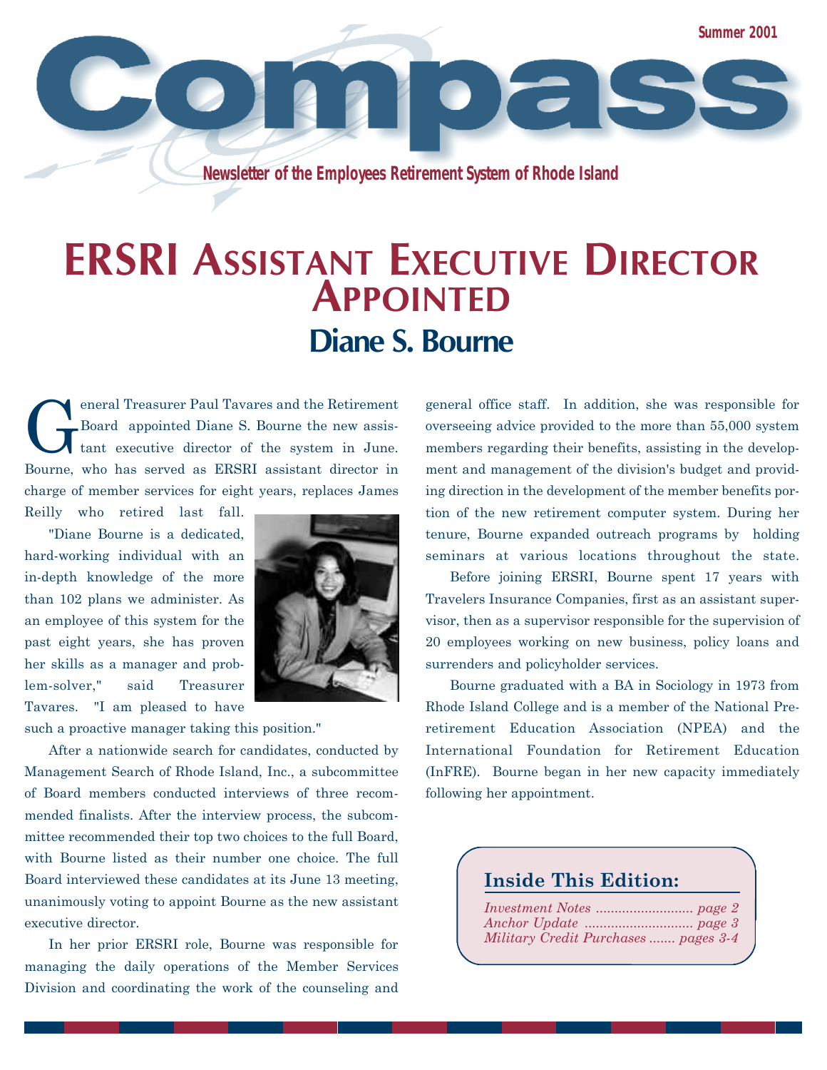Summer 2001

# Compass

**Newsletter of the Employees Retirement System of Rhode Island**

# ERSRI Assistant Executive Director Appointed

## Diane S. Bourne

General Treasurer Paul Tavares and the Retirement Board appointed Diane S. Bourne the new assistant executive director of the system in June. Bourne, who has served as ERSRI assistant director in charge of member services for eight years, replaces James Reilly who retired last fall.

"Diane Bourne is a dedicated, hard-working individual with an in-depth knowledge of the more than 102 plans we administer. As an employee of this system for the past eight years, she has proven her skills as a manager and problem-solver," said Treasurer Tavares. "I am pleased to have such a proactive manager taking this position."

After a nationwide search for candidates, conducted by Management Search of Rhode Island, Inc., a subcommittee of Board members conducted interviews of three recommended finalists. After the interview process, the subcommittee recommended their top two choices to the full Board, with Bourne listed as their number one choice. The full Board interviewed these candidates at its June 13 meeting, unanimously voting to appoint Bourne as the new assistant executive director.

In her prior ERSRI role, Bourne was responsible for managing the daily operations of the Member Services Division and coordinating the work of the counseling and general office staff. In addition, she was responsible for overseeing advice provided to the more than 55,000 system members regarding their benefits, assisting in the development and management of the division's budget and providing direction in the development of the member benefits portion of the new retirement computer system. During her tenure, Bourne expanded outreach programs by holding seminars at various locations throughout the state.

Before joining ERSRI, Bourne spent 17 years with Travelers Insurance Companies, first as an assistant supervisor, then as a supervisor responsible for the supervision of 20 employees working on new business, policy loans and surrenders and policyholder services.

Bourne graduated with a BA in Sociology in 1973 from Rhode Island College and is a member of the National Preretirement Education Association (NPEA) and the International Foundation for Retirement Education (InFRE). Bourne began in her new capacity immediately following her appointment.

### Inside This Edition:

*Investment Notes .......................... page 2*
*Anchor Update ............................. page 3*
*Military Credit Purchases ....... pages 3-4*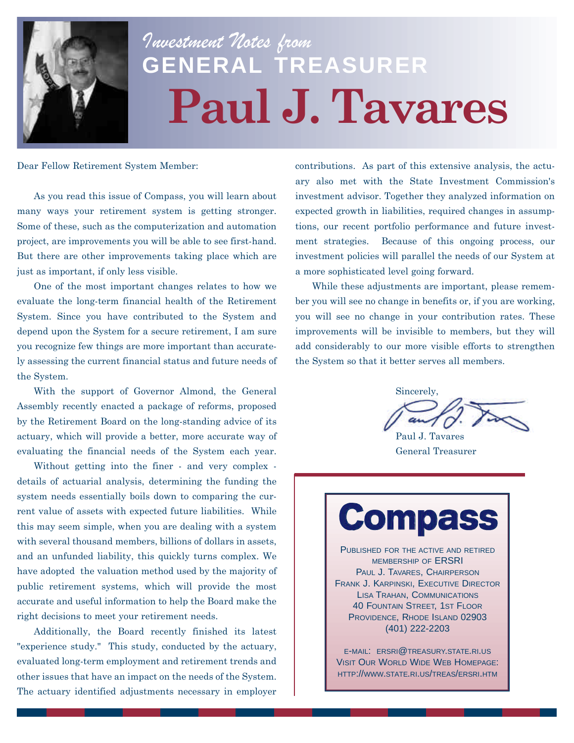# *Investment Notes from* GENERAL TREASURER Paul J. Tavares

Dear Fellow Retirement System Member:

As you read this issue of Compass, you will learn about many ways your retirement system is getting stronger. Some of these, such as the computerization and automation project, are improvements you will be able to see first-hand. But there are other improvements taking place which are just as important, if only less visible.

One of the most important changes relates to how we evaluate the long-term financial health of the Retirement System. Since you have contributed to the System and depend upon the System for a secure retirement, I am sure you recognize few things are more important than accurately assessing the current financial status and future needs of the System.

With the support of Governor Almond, the General Assembly recently enacted a package of reforms, proposed by the Retirement Board on the long-standing advice of its actuary, which will provide a better, more accurate way of evaluating the financial needs of the System each year.

Without getting into the finer - and very complex - details of actuarial analysis, determining the funding the system needs essentially boils down to comparing the current value of assets with expected future liabilities. While this may seem simple, when you are dealing with a system with several thousand members, billions of dollars in assets, and an unfunded liability, this quickly turns complex. We have adopted the valuation method used by the majority of public retirement systems, which will provide the most accurate and useful information to help the Board make the right decisions to meet your retirement needs.

Additionally, the Board recently finished its latest "experience study." This study, conducted by the actuary, evaluated long-term employment and retirement trends and other issues that have an impact on the needs of the System. The actuary identified adjustments necessary in employer contributions. As part of this extensive analysis, the actuary also met with the State Investment Commission's investment advisor. Together they analyzed information on expected growth in liabilities, required changes in assumptions, our recent portfolio performance and future investment strategies. Because of this ongoing process, our investment policies will parallel the needs of our System at a more sophisticated level going forward.

While these adjustments are important, please remember you will see no change in benefits or, if you are working, you will see no change in your contribution rates. These improvements will be invisible to members, but they will add considerably to our more visible efforts to strengthen the System so that it better serves all members.

Sincerely,

Paul J. Tavares
General Treasurer

---

**Compass**

Published for the active and retired membership of ERSRI
Paul J. Tavares, Chairperson
Frank J. Karpinski, Executive Director
Lisa Trahan, Communications
40 Fountain Street, 1st Floor
Providence, Rhode Island 02903
(401) 222-2203

e-mail: ersri@treasury.state.ri.us
Visit Our World Wide Web Homepage:
http://www.state.ri.us/treas/ersri.htm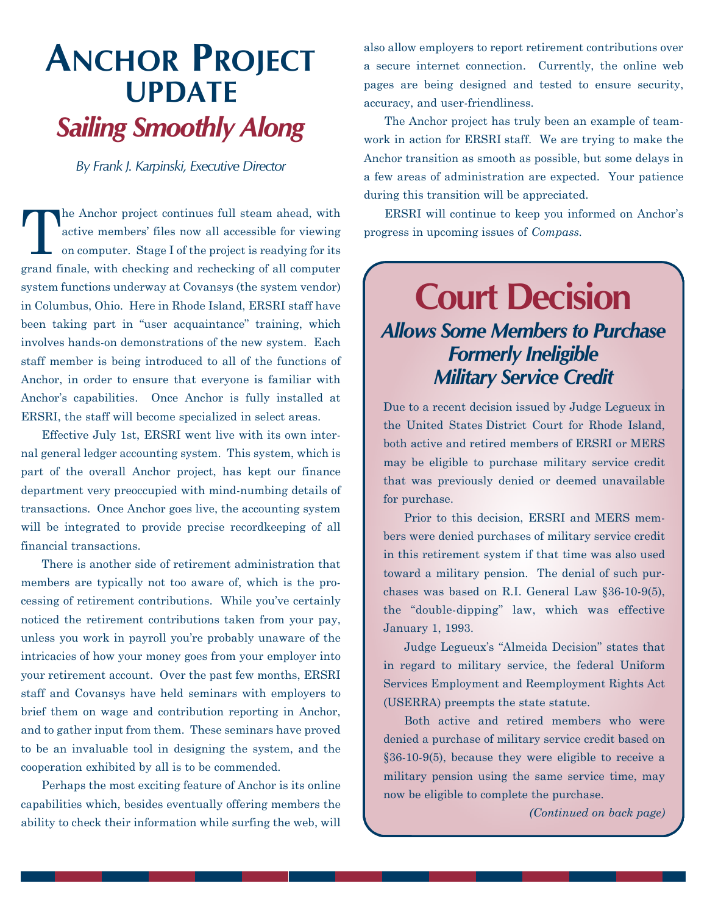# Anchor Project Update

## *Sailing Smoothly Along*

*By Frank J. Karpinski, Executive Director*

The Anchor project continues full steam ahead, with active members' files now all accessible for viewing on computer. Stage I of the project is readying for its grand finale, with checking and rechecking of all computer system functions underway at Covansys (the system vendor) in Columbus, Ohio. Here in Rhode Island, ERSRI staff have been taking part in "user acquaintance" training, which involves hands-on demonstrations of the new system. Each staff member is being introduced to all of the functions of Anchor, in order to ensure that everyone is familiar with Anchor's capabilities. Once Anchor is fully installed at ERSRI, the staff will become specialized in select areas.

Effective July 1st, ERSRI went live with its own internal general ledger accounting system. This system, which is part of the overall Anchor project, has kept our finance department very preoccupied with mind-numbing details of transactions. Once Anchor goes live, the accounting system will be integrated to provide precise recordkeeping of all financial transactions.

There is another side of retirement administration that members are typically not too aware of, which is the processing of retirement contributions. While you've certainly noticed the retirement contributions taken from your pay, unless you work in payroll you're probably unaware of the intricacies of how your money goes from your employer into your retirement account. Over the past few months, ERSRI staff and Covansys have held seminars with employers to brief them on wage and contribution reporting in Anchor, and to gather input from them. These seminars have proved to be an invaluable tool in designing the system, and the cooperation exhibited by all is to be commended.

Perhaps the most exciting feature of Anchor is its online capabilities which, besides eventually offering members the ability to check their information while surfing the web, will also allow employers to report retirement contributions over a secure internet connection. Currently, the online web pages are being designed and tested to ensure security, accuracy, and user-friendliness.

The Anchor project has truly been an example of teamwork in action for ERSRI staff. We are trying to make the Anchor transition as smooth as possible, but some delays in a few areas of administration are expected. Your patience during this transition will be appreciated.

ERSRI will continue to keep you informed on Anchor's progress in upcoming issues of *Compass*.

# Court Decision

## *Allows Some Members to Purchase Formerly Ineligible Military Service Credit*

Due to a recent decision issued by Judge Legueux in the United States District Court for Rhode Island, both active and retired members of ERSRI or MERS may be eligible to purchase military service credit that was previously denied or deemed unavailable for purchase.

Prior to this decision, ERSRI and MERS members were denied purchases of military service credit in this retirement system if that time was also used toward a military pension. The denial of such purchases was based on R.I. General Law §36-10-9(5), the "double-dipping" law, which was effective January 1, 1993.

Judge Legueux's "Almeida Decision" states that in regard to military service, the federal Uniform Services Employment and Reemployment Rights Act (USERRA) preempts the state statute.

Both active and retired members who were denied a purchase of military service credit based on §36-10-9(5), because they were eligible to receive a military pension using the same service time, may now be eligible to complete the purchase.

*(Continued on back page)*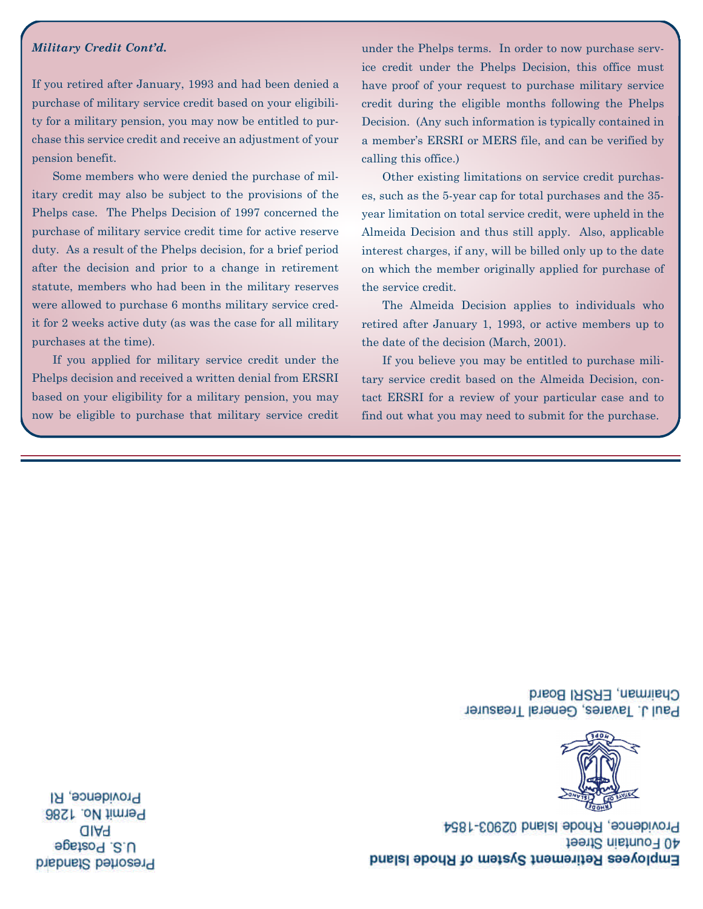***Military Credit Cont'd.***

If you retired after January, 1993 and had been denied a purchase of military service credit based on your eligibility for a military pension, you may now be entitled to purchase this service credit and receive an adjustment of your pension benefit.

Some members who were denied the purchase of military credit may also be subject to the provisions of the Phelps case. The Phelps Decision of 1997 concerned the purchase of military service credit time for active reserve duty. As a result of the Phelps decision, for a brief period after the decision and prior to a change in retirement statute, members who had been in the military reserves were allowed to purchase 6 months military service credit for 2 weeks active duty (as was the case for all military purchases at the time).

If you applied for military service credit under the Phelps decision and received a written denial from ERSRI based on your eligibility for a military pension, you may now be eligible to purchase that military service credit under the Phelps terms. In order to now purchase service credit under the Phelps Decision, this office must have proof of your request to purchase military service credit during the eligible months following the Phelps Decision. (Any such information is typically contained in a member's ERSRI or MERS file, and can be verified by calling this office.)

Other existing limitations on service credit purchases, such as the 5-year cap for total purchases and the 35-year limitation on total service credit, were upheld in the Almeida Decision and thus still apply. Also, applicable interest charges, if any, will be billed only up to the date on which the member originally applied for purchase of the service credit.

The Almeida Decision applies to individuals who retired after January 1, 1993, or active members up to the date of the decision (March, 2001).

If you believe you may be entitled to purchase military service credit based on the Almeida Decision, contact ERSRI for a review of your particular case and to find out what you may need to submit for the purchase.

Paul J. Tavares, General Treasurer
Chairman, ERSRI Board

**Employees Retirement System of Rhode Island**
40 Fountain Street
Providence, Rhode Island 02903-1854

Presorted Standard
U.S. Postage
PAID
Permit No. 1286
Providence, RI